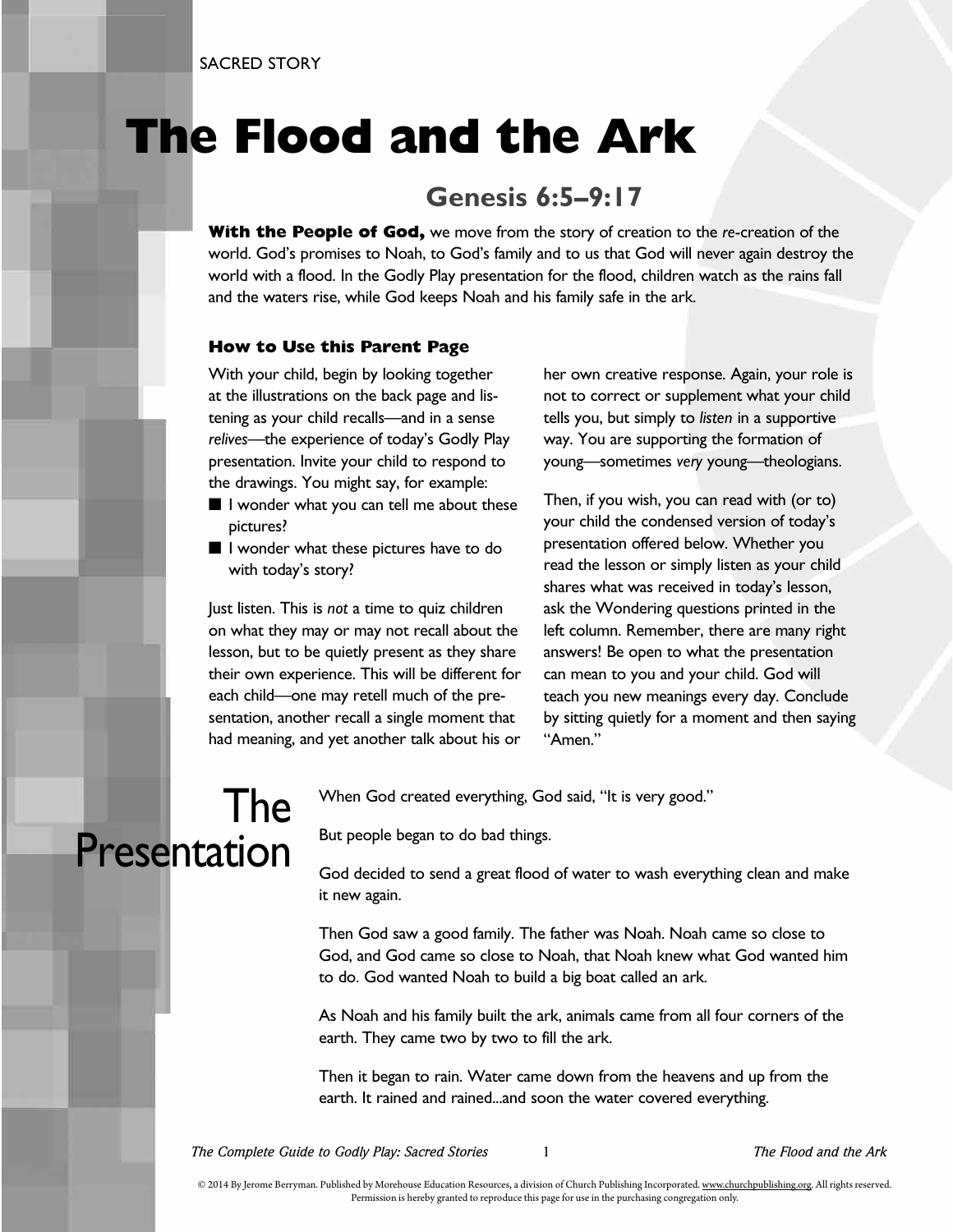SACRED STORY

# The Flood and the Ark

## Genesis 6:5–9:17

**With the People of God,** we move from the story of creation to the *re*-creation of the world. God's promises to Noah, to God's family and to us that God will never again destroy the world with a flood. In the Godly Play presentation for the flood, children watch as the rains fall and the waters rise, while God keeps Noah and his family safe in the ark.

### How to Use this Parent Page

With your child, begin by looking together at the illustrations on the back page and listening as your child recalls—and in a sense *relives*—the experience of today's Godly Play presentation. Invite your child to respond to the drawings. You might say, for example:

- I wonder what you can tell me about these pictures?
- I wonder what these pictures have to do with today's story?

Just listen. This is *not* a time to quiz children on what they may or may not recall about the lesson, but to be quietly present as they share their own experience. This will be different for each child—one may retell much of the presentation, another recall a single moment that had meaning, and yet another talk about his or her own creative response. Again, your role is not to correct or supplement what your child tells you, but simply to *listen* in a supportive way. You are supporting the formation of young—sometimes *very* young—theologians.

Then, if you wish, you can read with (or to) your child the condensed version of today's presentation offered below. Whether you read the lesson or simply listen as your child shares what was received in today's lesson, ask the Wondering questions printed in the left column. Remember, there are many right answers! Be open to what the presentation can mean to you and your child. God will teach you new meanings every day. Conclude by sitting quietly for a moment and then saying "Amen."

## The Presentation

When God created everything, God said, "It is very good."

But people began to do bad things.

God decided to send a great flood of water to wash everything clean and make it new again.

Then God saw a good family. The father was Noah. Noah came so close to God, and God came so close to Noah, that Noah knew what God wanted him to do. God wanted Noah to build a big boat called an ark.

As Noah and his family built the ark, animals came from all four corners of the earth. They came two by two to fill the ark.

Then it began to rain. Water came down from the heavens and up from the earth. It rained and rained...and soon the water covered everything.

© 2014 By Jerome Berryman. Published by Morehouse Education Resources, a division of Church Publishing Incorporated. www.churchpublishing.org. All rights reserved. Permission is hereby granted to reproduce this page for use in the purchasing congregation only.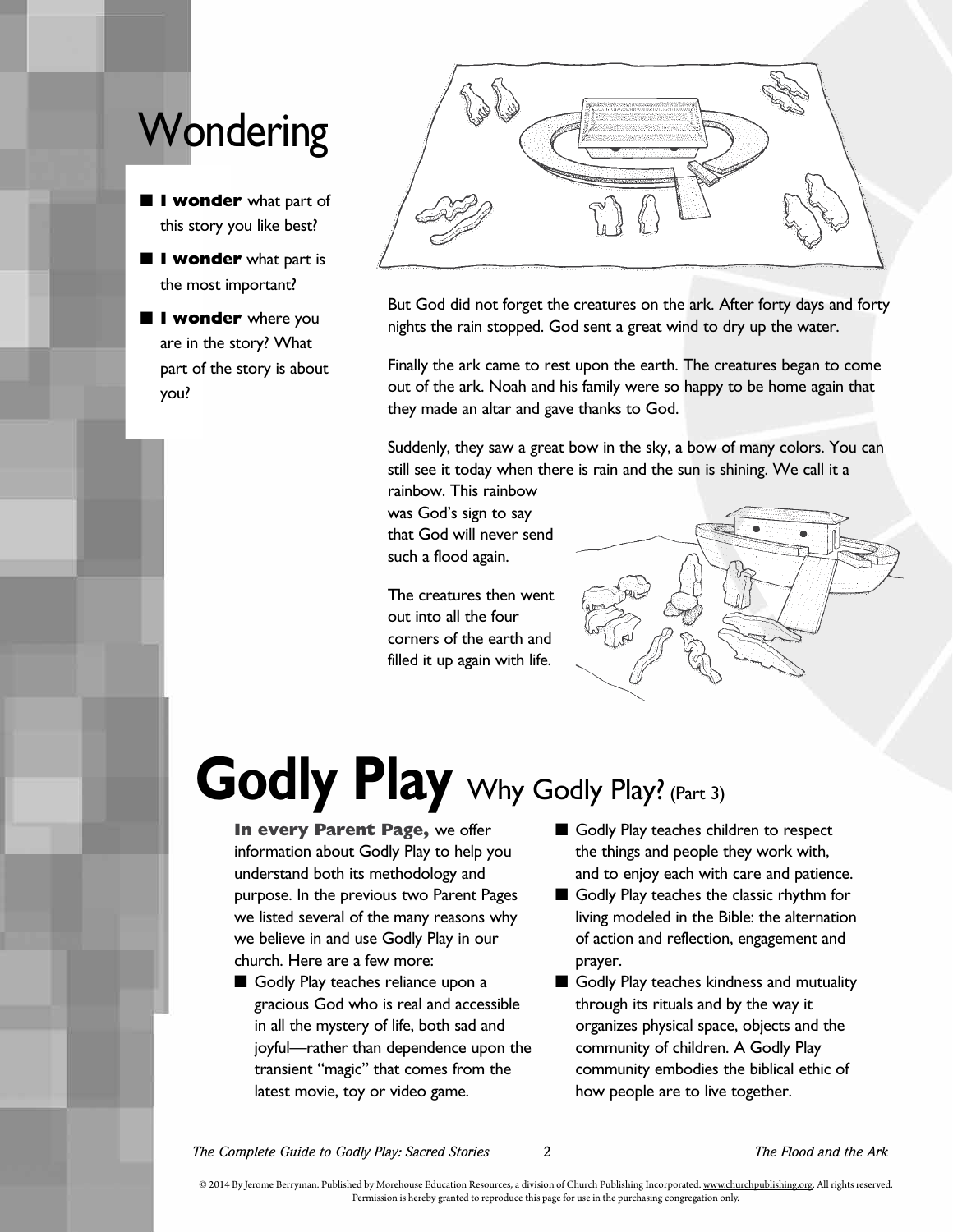# Wondering

- **I wonder** what part of this story you like best?
- **I wonder** what part is the most important?
- **I wonder** where you are in the story? What part of the story is about you?

But God did not forget the creatures on the ark. After forty days and forty nights the rain stopped. God sent a great wind to dry up the water.

Finally the ark came to rest upon the earth. The creatures began to come out of the ark. Noah and his family were so happy to be home again that they made an altar and gave thanks to God.

Suddenly, they saw a great bow in the sky, a bow of many colors. You can still see it today when there is rain and the sun is shining. We call it a rainbow. This rainbow was God's sign to say that God will never send such a flood again.

The creatures then went out into all the four corners of the earth and filled it up again with life.

# Godly Play Why Godly Play? (Part 3)

**In every Parent Page,** we offer information about Godly Play to help you understand both its methodology and purpose. In the previous two Parent Pages we listed several of the many reasons why we believe in and use Godly Play in our church. Here are a few more:

- Godly Play teaches reliance upon a gracious God who is real and accessible in all the mystery of life, both sad and joyful—rather than dependence upon the transient "magic" that comes from the latest movie, toy or video game.
- Godly Play teaches children to respect the things and people they work with, and to enjoy each with care and patience.
- Godly Play teaches the classic rhythm for living modeled in the Bible: the alternation of action and reflection, engagement and prayer.
- Godly Play teaches kindness and mutuality through its rituals and by the way it organizes physical space, objects and the community of children. A Godly Play community embodies the biblical ethic of how people are to live together.

© 2014 By Jerome Berryman. Published by Morehouse Education Resources, a division of Church Publishing Incorporated. www.churchpublishing.org. All rights reserved. Permission is hereby granted to reproduce this page for use in the purchasing congregation only.